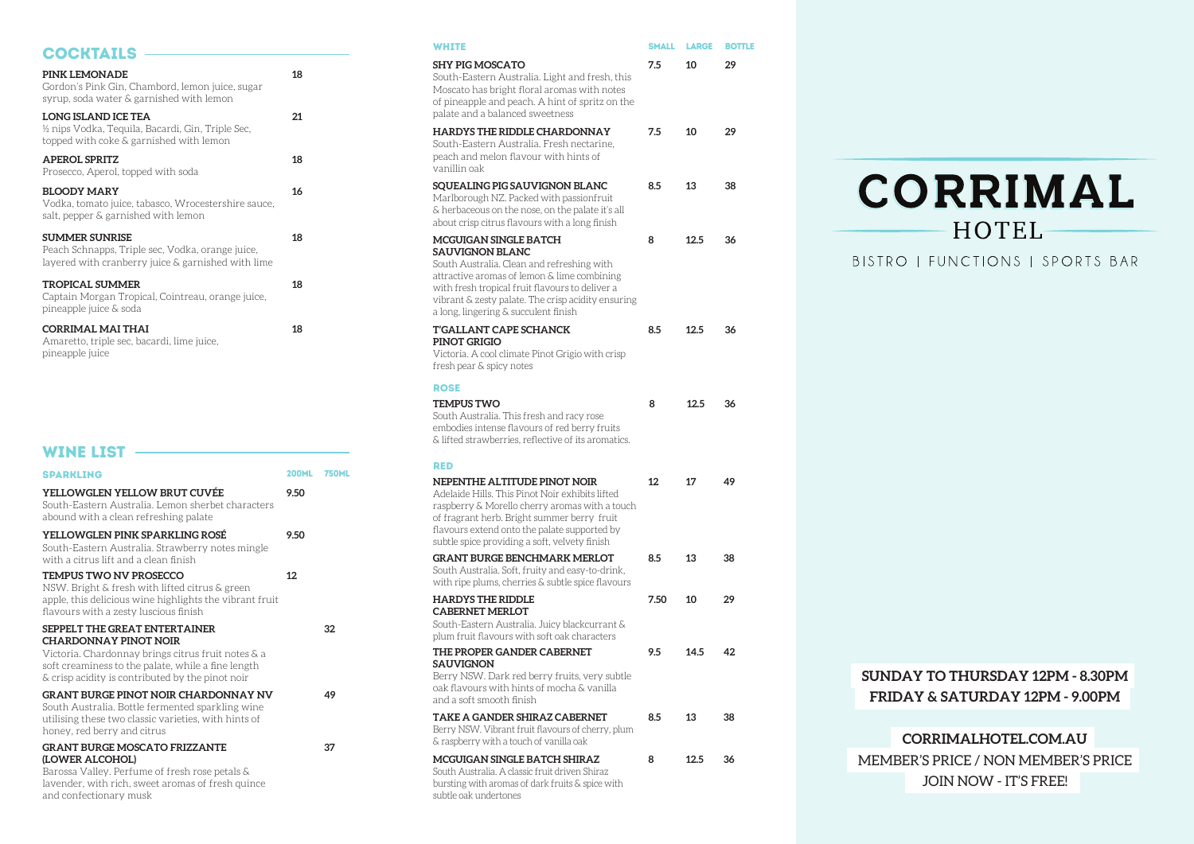## COCKTAILS

| Cocktail | Price |
|---|---|
| **PINK LEMONADE**<br>Gordon's Pink Gin, Chambord, lemon juice, sugar syrup, soda water & garnished with lemon | 18 |
| **LONG ISLAND ICE TEA**<br>½ nips Vodka, Tequila, Bacardi, Gin, Triple Sec, topped with coke & garnished with lemon | 21 |
| **APEROL SPRITZ**<br>Prosecco, Aperol, topped with soda | 18 |
| **BLOODY MARY**<br>Vodka, tomato juice, tabasco, Wrocestershire sauce, salt, pepper & garnished with lemon | 16 |
| **SUMMER SUNRISE**<br>Peach Schnapps, Triple sec, Vodka, orange juice, layered with cranberry juice & garnished with lime | 18 |
| **TROPICAL SUMMER**<br>Captain Morgan Tropical, Cointreau, orange juice, pineapple juice & soda | 18 |
| **CORRIMAL MAI THAI**<br>Amaretto, triple sec, bacardi, lime juice, pineapple juice | 18 |

## WINE LIST

### SPARKLING

| Sparkling | 200ML | 750ML |
|---|---|---|
| **YELLOWGLEN YELLOW BRUT CUVÉE**<br>South-Eastern Australia. Lemon sherbet characters abound with a clean refreshing palate | 9.50 | |
| **YELLOWGLEN PINK SPARKLING ROSÉ**<br>South-Eastern Australia. Strawberry notes mingle with a citrus lift and a clean finish | 9.50 | |
| **TEMPUS TWO NV PROSECCO**<br>NSW. Bright & fresh with lifted citrus & green apple, this delicious wine highlights the vibrant fruit flavours with a zesty luscious finish | 12 | |
| **SEPPELT THE GREAT ENTERTAINER CHARDONNAY PINOT NOIR**<br>Victoria. Chardonnay brings citrus fruit notes & a soft creaminess to the palate, while a fine length & crisp acidity is contributed by the pinot noir | | 32 |
| **GRANT BURGE PINOT NOIR CHARDONNAY NV**<br>South Australia. Bottle fermented sparkling wine utilising these two classic varieties, with hints of honey, red berry and citrus | | 49 |
| **GRANT BURGE MOSCATO FRIZZANTE (LOWER ALCOHOL)**<br>Barossa Valley. Perfume of fresh rose petals & lavender, with rich, sweet aromas of fresh quince and confectionary musk | | 37 |

### WHITE

| White | SMALL | LARGE | BOTTLE |
|---|---|---|---|
| **SHY PIG MOSCATO**<br>South-Eastern Australia. Light and fresh, this Moscato has bright floral aromas with notes of pineapple and peach. A hint of spritz on the palate and a balanced sweetness | 7.5 | 10 | 29 |
| **HARDYS THE RIDDLE CHARDONNAY**<br>South-Eastern Australia. Fresh nectarine, peach and melon flavour with hints of vanillin oak | 7.5 | 10 | 29 |
| **SQUEALING PIG SAUVIGNON BLANC**<br>Marlborough NZ. Packed with passionfruit & herbaceous on the nose, on the palate it's all about crisp citrus flavours with a long finish | 8.5 | 13 | 38 |
| **MCGUIGAN SINGLE BATCH SAUVIGNON BLANC**<br>South Australia. Clean and refreshing with attractive aromas of lemon & lime combining with fresh tropical fruit flavours to deliver a vibrant & zesty palate. The crisp acidity ensuring a long, lingering & succulent finish | 8 | 12.5 | 36 |
| **T'GALLANT CAPE SCHANCK PINOT GRIGIO**<br>Victoria. A cool climate Pinot Grigio with crisp fresh pear & spicy notes | 8.5 | 12.5 | 36 |

### ROSE

| Rose | SMALL | LARGE | BOTTLE |
|---|---|---|---|
| **TEMPUS TWO**<br>South Australia. This fresh and racy rose embodies intense flavours of red berry fruits & lifted strawberries, reflective of its aromatics. | 8 | 12.5 | 36 |

### RED

| Red | SMALL | LARGE | BOTTLE |
|---|---|---|---|
| **NEPENTHE ALTITUDE PINOT NOIR**<br>Adelaide Hills. This Pinot Noir exhibits lifted raspberry & Morello cherry aromas with a touch of fragrant herb. Bright summer berry fruit flavours extend onto the palate supported by subtle spice providing a soft, velvety finish | 12 | 17 | 49 |
| **GRANT BURGE BENCHMARK MERLOT**<br>South Australia. Soft, fruity and easy-to-drink, with ripe plums, cherries & subtle spice flavours | 8.5 | 13 | 38 |
| **HARDYS THE RIDDLE CABERNET MERLOT**<br>South-Eastern Australia. Juicy blackcurrant & plum fruit flavours with soft oak characters | 7.50 | 10 | 29 |
| **THE PROPER GANDER CABERNET SAUVIGNON**<br>Berry NSW. Dark red berry fruits, very subtle oak flavours with hints of mocha & vanilla and a soft smooth finish | 9.5 | 14.5 | 42 |
| **TAKE A GANDER SHIRAZ CABERNET**<br>Berry NSW. Vibrant fruit flavours of cherry, plum & raspberry with a touch of vanilla oak | 8.5 | 13 | 38 |
| **MCGUIGAN SINGLE BATCH SHIRAZ**<br>South Australia. A classic fruit driven Shiraz bursting with aromas of dark fruits & spice with subtle oak undertones | 8 | 12.5 | 36 |

# CORRIMAL HOTEL

BISTRO | FUNCTIONS | SPORTS BAR

**SUNDAY TO THURSDAY 12PM - 8.30PM**
**FRIDAY & SATURDAY 12PM - 9.00PM**

**CORRIMALHOTEL.COM.AU**

MEMBER'S PRICE / NON MEMBER'S PRICE

JOIN NOW - IT'S FREE!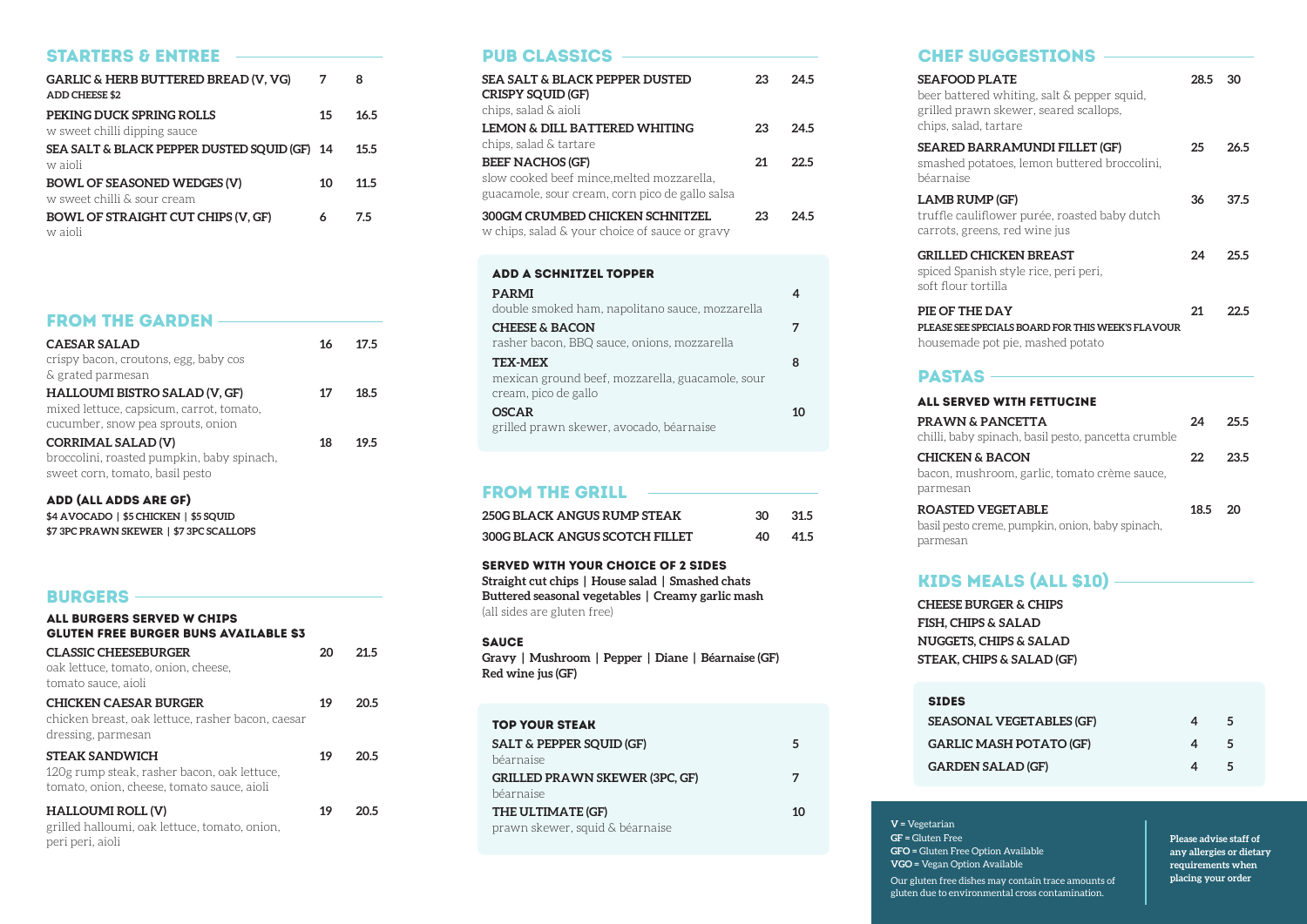## STARTERS & ENTREE

| | | |
|---|---|---|
| **GARLIC & HERB BUTTERED BREAD (V, VG)** ADD CHEESE $2 | 7 | 8 |
| **PEKING DUCK SPRING ROLLS** w sweet chilli dipping sauce | 15 | 16.5 |
| **SEA SALT & BLACK PEPPER DUSTED SQUID (GF)** w aioli | 14 | 15.5 |
| **BOWL OF SEASONED WEDGES (V)** w sweet chilli & sour cream | 10 | 11.5 |
| **BOWL OF STRAIGHT CUT CHIPS (V, GF)** w aioli | 6 | 7.5 |

## FROM THE GARDEN

| | | |
|---|---|---|
| **CAESAR SALAD** crispy bacon, croutons, egg, baby cos & grated parmesan | 16 | 17.5 |
| **HALLOUMI BISTRO SALAD (V, GF)** mixed lettuce, capsicum, carrot, tomato, cucumber, snow pea sprouts, onion | 17 | 18.5 |
| **CORRIMAL SALAD (V)** broccolini, roasted pumpkin, baby spinach, sweet corn, tomato, basil pesto | 18 | 19.5 |

### ADD (ALL ADDS ARE GF)

**$4 AVOCADO | $5 CHICKEN | $5 SQUID**
**$7 3PC PRAWN SKEWER | $7 3PC SCALLOPS**

## BURGERS

### ALL BURGERS SERVED W CHIPS
### GLUTEN FREE BURGER BUNS AVAILABLE $3

| | | |
|---|---|---|
| **CLASSIC CHEESEBURGER** oak lettuce, tomato, onion, cheese, tomato sauce, aioli | 20 | 21.5 |
| **CHICKEN CAESAR BURGER** chicken breast, oak lettuce, rasher bacon, caesar dressing, parmesan | 19 | 20.5 |
| **STEAK SANDWICH** 120g rump steak, rasher bacon, oak lettuce, tomato, onion, cheese, tomato sauce, aioli | 19 | 20.5 |
| **HALLOUMI ROLL (V)** grilled halloumi, oak lettuce, tomato, onion, peri peri, aioli | 19 | 20.5 |

## PUB CLASSICS

| | | |
|---|---|---|
| **SEA SALT & BLACK PEPPER DUSTED CRISPY SQUID (GF)** chips, salad & aioli | 23 | 24.5 |
| **LEMON & DILL BATTERED WHITING** chips, salad & tartare | 23 | 24.5 |
| **BEEF NACHOS (GF)** slow cooked beef mince,melted mozzarella, guacamole, sour cream, corn pico de gallo salsa | 21 | 22.5 |
| **300GM CRUMBED CHICKEN SCHNITZEL** w chips, salad & your choice of sauce or gravy | 23 | 24.5 |

### ADD A SCHNITZEL TOPPER

| | |
|---|---|
| **PARMI** double smoked ham, napolitano sauce, mozzarella | 4 |
| **CHEESE & BACON** rasher bacon, BBQ sauce, onions, mozzarella | 7 |
| **TEX-MEX** mexican ground beef, mozzarella, guacamole, sour cream, pico de gallo | 8 |
| **OSCAR** grilled prawn skewer, avocado, béarnaise | 10 |

## FROM THE GRILL

| | | |
|---|---|---|
| **250G BLACK ANGUS RUMP STEAK** | 30 | 31.5 |
| **300G BLACK ANGUS SCOTCH FILLET** | 40 | 41.5 |

### SERVED WITH YOUR CHOICE OF 2 SIDES

**Straight cut chips | House salad | Smashed chats**
**Buttered seasonal vegetables | Creamy garlic mash**
(all sides are gluten free)

### SAUCE

**Gravy | Mushroom | Pepper | Diane | Béarnaise (GF)**
**Red wine jus (GF)**

### TOP YOUR STEAK

| | |
|---|---|
| **SALT & PEPPER SQUID (GF)** béarnaise | 5 |
| **GRILLED PRAWN SKEWER (3PC, GF)** béarnaise | 7 |
| **THE ULTIMATE (GF)** prawn skewer, squid & béarnaise | 10 |

## CHEF SUGGESTIONS

| | | |
|---|---|---|
| **SEAFOOD PLATE** beer battered whiting, salt & pepper squid, grilled prawn skewer, seared scallops, chips, salad, tartare | 28.5 | 30 |
| **SEARED BARRAMUNDI FILLET (GF)** smashed potatoes, lemon buttered broccolini, béarnaise | 25 | 26.5 |
| **LAMB RUMP (GF)** truffle cauliflower purée, roasted baby dutch carrots, greens, red wine jus | 36 | 37.5 |
| **GRILLED CHICKEN BREAST** spiced Spanish style rice, peri peri, soft flour tortilla | 24 | 25.5 |
| **PIE OF THE DAY** PLEASE SEE SPECIALS BOARD FOR THIS WEEK'S FLAVOUR housemade pot pie, mashed potato | 21 | 22.5 |

## PASTAS

### ALL SERVED WITH FETTUCINE

| | | |
|---|---|---|
| **PRAWN & PANCETTA** chilli, baby spinach, basil pesto, pancetta crumble | 24 | 25.5 |
| **CHICKEN & BACON** bacon, mushroom, garlic, tomato crème sauce, parmesan | 22 | 23.5 |
| **ROASTED VEGETABLE** basil pesto creme, pumpkin, onion, baby spinach, parmesan | 18.5 | 20 |

## KIDS MEALS (ALL $10)

**CHEESE BURGER & CHIPS**
**FISH, CHIPS & SALAD**
**NUGGETS, CHIPS & SALAD**
**STEAK, CHIPS & SALAD (GF)**

### SIDES

| | | |
|---|---|---|
| **SEASONAL VEGETABLES (GF)** | 4 | 5 |
| **GARLIC MASH POTATO (GF)** | 4 | 5 |
| **GARDEN SALAD (GF)** | 4 | 5 |

**V** = Vegetarian
**GF** = Gluten Free
**GFO** = Gluten Free Option Available
**VGO** = Vegan Option Available

Our gluten free dishes may contain trace amounts of gluten due to environmental cross contamination.

**Please advise staff of any allergies or dietary requirements when placing your order**